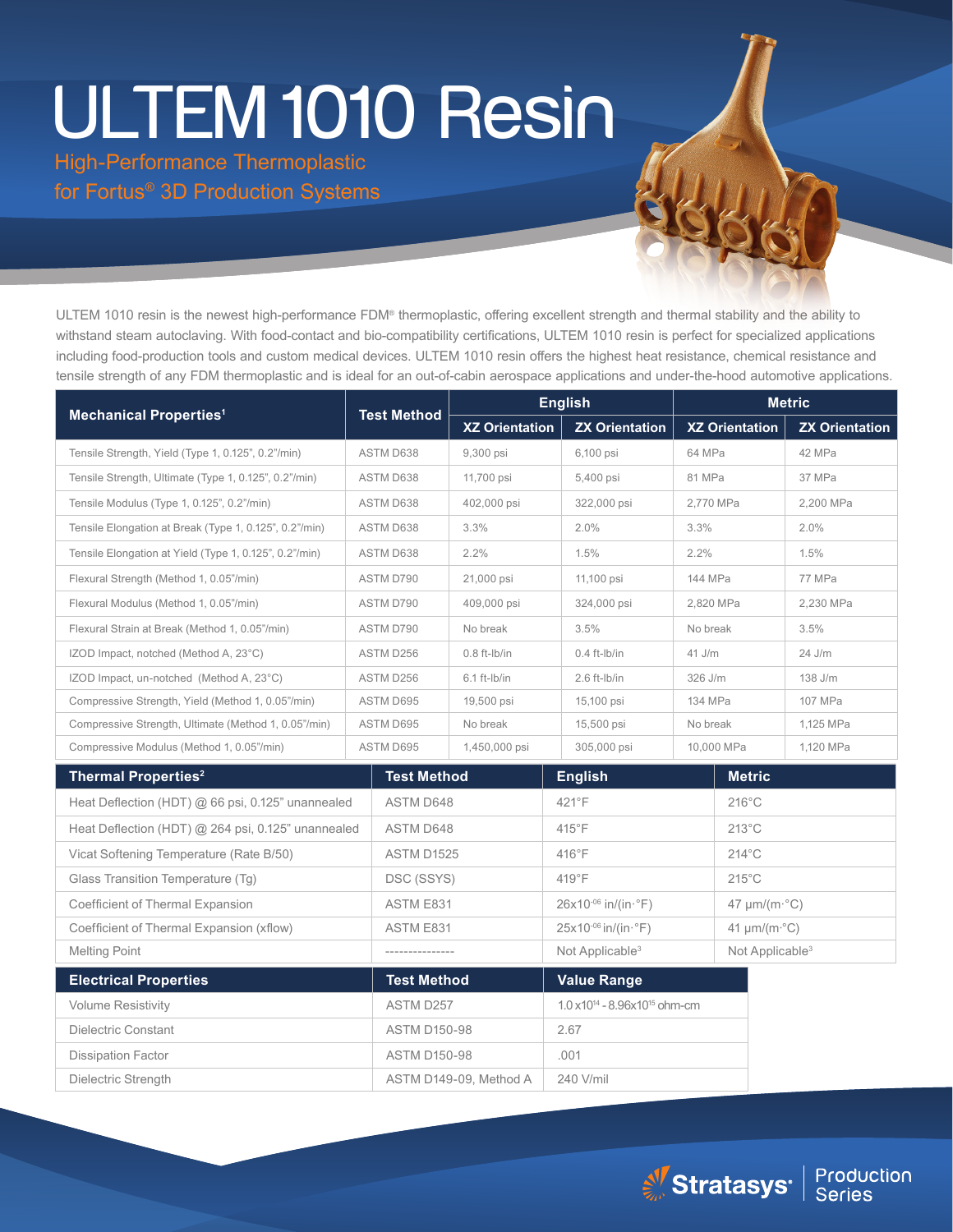# ULTEM 1010 Resin

## High-Performance Thermoplastic for Fortus® 3D Production Systems

ULTEM 1010 resin is the newest high-performance FDM® thermoplastic, offering excellent strength and thermal stability and the ability to withstand steam autoclaving. With food-contact and bio-compatibility certifications, ULTEM 1010 resin is perfect for specialized applications including food-production tools and custom medical devices. ULTEM 1010 resin offers the highest heat resistance, chemical resistance and tensile strength of any FDM thermoplastic and is ideal for an out-of-cabin aerospace applications and under-the-hood automotive applications.

| Mechanical Properties[1] | Test Method | English | | Metric | |
|---|---|---|---|---|---|
| | | XZ Orientation | ZX Orientation | XZ Orientation | ZX Orientation |
| Tensile Strength, Yield (Type 1, 0.125", 0.2"/min) | ASTM D638 | 9,300 psi | 6,100 psi | 64 MPa | 42 MPa |
| Tensile Strength, Ultimate (Type 1, 0.125", 0.2"/min) | ASTM D638 | 11,700 psi | 5,400 psi | 81 MPa | 37 MPa |
| Tensile Modulus (Type 1, 0.125", 0.2"/min) | ASTM D638 | 402,000 psi | 322,000 psi | 2,770 MPa | 2,200 MPa |
| Tensile Elongation at Break (Type 1, 0.125", 0.2"/min) | ASTM D638 | 3.3% | 2.0% | 3.3% | 2.0% |
| Tensile Elongation at Yield (Type 1, 0.125", 0.2"/min) | ASTM D638 | 2.2% | 1.5% | 2.2% | 1.5% |
| Flexural Strength (Method 1, 0.05"/min) | ASTM D790 | 21,000 psi | 11,100 psi | 144 MPa | 77 MPa |
| Flexural Modulus (Method 1, 0.05"/min) | ASTM D790 | 409,000 psi | 324,000 psi | 2,820 MPa | 2,230 MPa |
| Flexural Strain at Break (Method 1, 0.05"/min) | ASTM D790 | No break | 3.5% | No break | 3.5% |
| IZOD Impact, notched (Method A, 23°C) | ASTM D256 | 0.8 ft-lb/in | 0.4 ft-lb/in | 41 J/m | 24 J/m |
| IZOD Impact, un-notched (Method A, 23°C) | ASTM D256 | 6.1 ft-lb/in | 2.6 ft-lb/in | 326 J/m | 138 J/m |
| Compressive Strength, Yield (Method 1, 0.05"/min) | ASTM D695 | 19,500 psi | 15,100 psi | 134 MPa | 107 MPa |
| Compressive Strength, Ultimate (Method 1, 0.05"/min) | ASTM D695 | No break | 15,500 psi | No break | 1,125 MPa |
| Compressive Modulus (Method 1, 0.05"/min) | ASTM D695 | 1,450,000 psi | 305,000 psi | 10,000 MPa | 1,120 MPa |

| Thermal Properties[2] | Test Method | English | Metric |
|---|---|---|---|
| Heat Deflection (HDT) @ 66 psi, 0.125" unannealed | ASTM D648 | 421°F | 216°C |
| Heat Deflection (HDT) @ 264 psi, 0.125" unannealed | ASTM D648 | 415°F | 213°C |
| Vicat Softening Temperature (Rate B/50) | ASTM D1525 | 416°F | 214°C |
| Glass Transition Temperature (Tg) | DSC (SSYS) | 419°F | 215°C |
| Coefficient of Thermal Expansion | ASTM E831 | $26 \times 10^{-06}$ in/(in·°F) | 47 µm/(m·°C) |
| Coefficient of Thermal Expansion (xflow) | ASTM E831 | $25 \times 10^{-06}$ in/(in·°F) | 41 µm/(m·°C) |
| Melting Point | --------------- | Not Applicable[3] | Not Applicable[3] |

| Electrical Properties | Test Method | Value Range |
|---|---|---|
| Volume Resistivity | ASTM D257 | $1.0 \times 10^{14}$ - $8.96 \times 10^{15}$ ohm-cm |
| Dielectric Constant | ASTM D150-98 | 2.67 |
| Dissipation Factor | ASTM D150-98 | .001 |
| Dielectric Strength | ASTM D149-09, Method A | 240 V/mil |

Stratasys | Production Series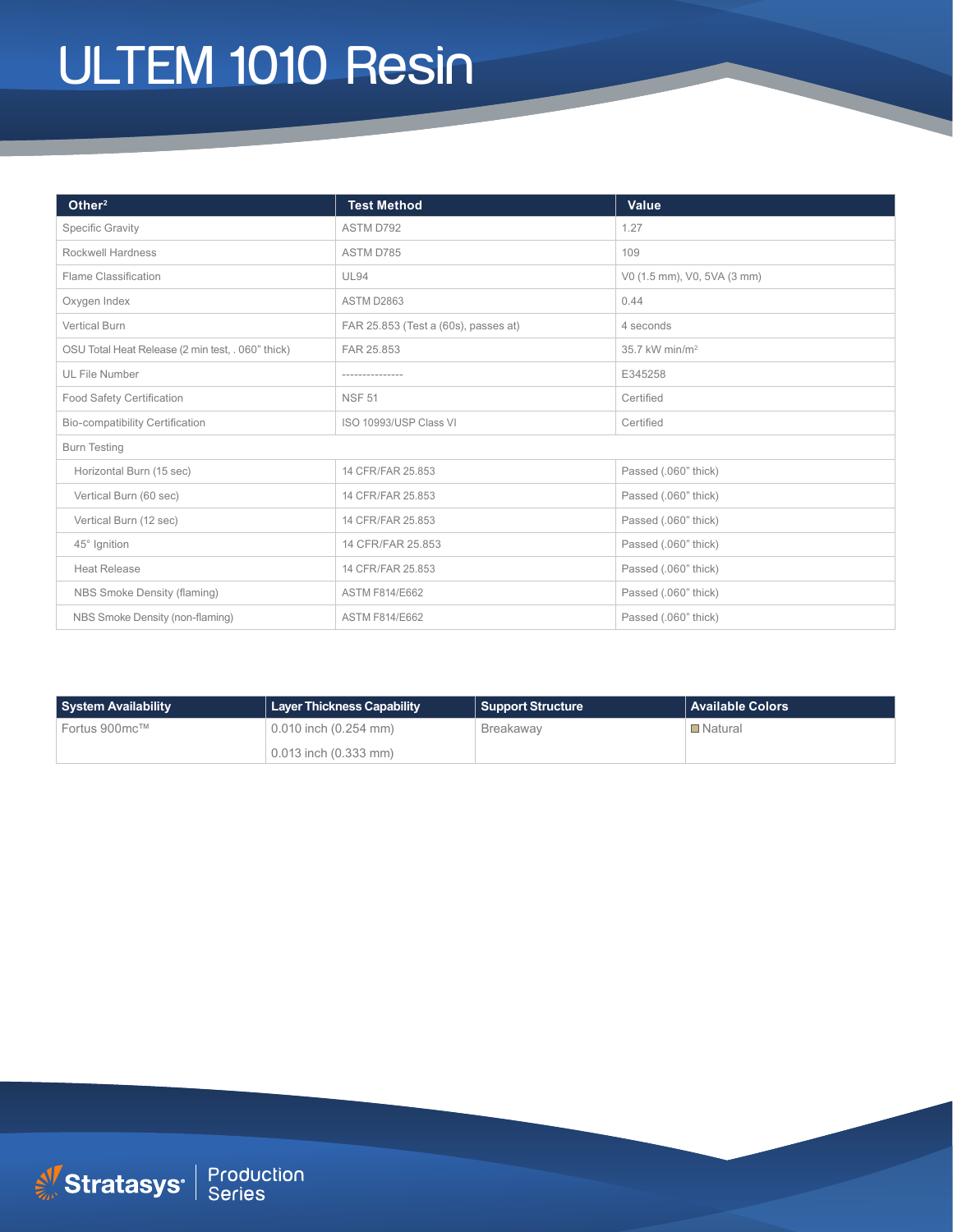# ULTEM 1010 Resin

| Other[2] | Test Method | Value |
|---|---|---|
| Specific Gravity | ASTM D792 | 1.27 |
| Rockwell Hardness | ASTM D785 | 109 |
| Flame Classification | UL94 | V0 (1.5 mm), V0, 5VA (3 mm) |
| Oxygen Index | ASTM D2863 | 0.44 |
| Vertical Burn | FAR 25.853 (Test a (60s), passes at) | 4 seconds |
| OSU Total Heat Release (2 min test, . 060" thick) | FAR 25.853 | 35.7 kW min/m$^2$ |
| UL File Number | --------------- | E345258 |
| Food Safety Certification | NSF 51 | Certified |
| Bio-compatibility Certification | ISO 10993/USP Class VI | Certified |
| Burn Testing | | |
| Horizontal Burn (15 sec) | 14 CFR/FAR 25.853 | Passed (.060" thick) |
| Vertical Burn (60 sec) | 14 CFR/FAR 25.853 | Passed (.060" thick) |
| Vertical Burn (12 sec) | 14 CFR/FAR 25.853 | Passed (.060" thick) |
| 45° Ignition | 14 CFR/FAR 25.853 | Passed (.060" thick) |
| Heat Release | 14 CFR/FAR 25.853 | Passed (.060" thick) |
| NBS Smoke Density (flaming) | ASTM F814/E662 | Passed (.060" thick) |
| NBS Smoke Density (non-flaming) | ASTM F814/E662 | Passed (.060" thick) |

| System Availability | Layer Thickness Capability | Support Structure | Available Colors |
|---|---|---|---|
| Fortus 900mc™ | 0.010 inch (0.254 mm) | Breakaway | Natural |
| | 0.013 inch (0.333 mm) | | |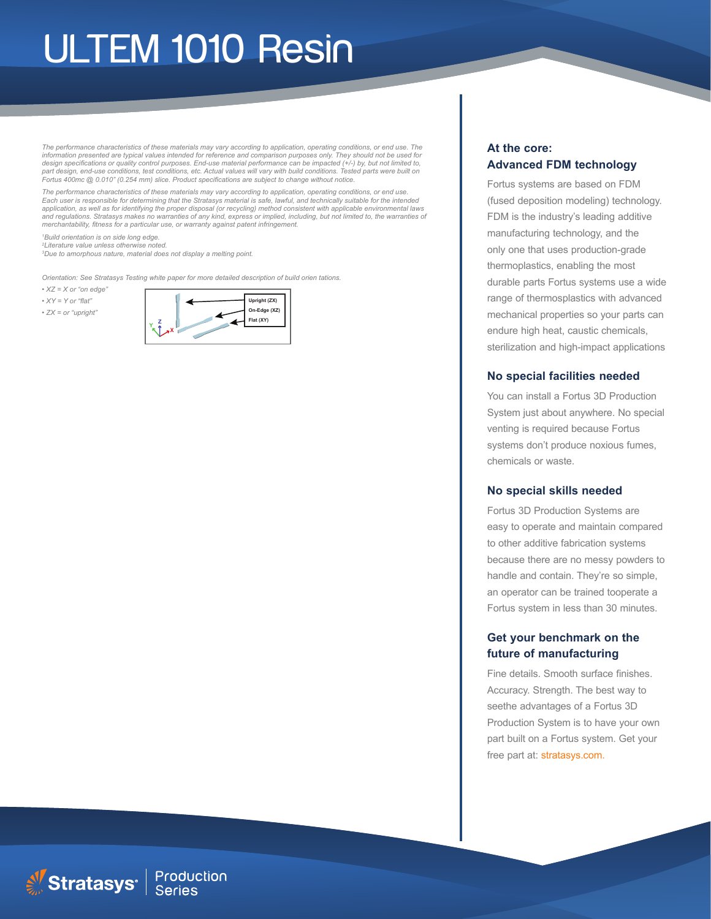# ULTEM 1010 Resin

*The performance characteristics of these materials may vary according to application, operating conditions, or end use. The information presented are typical values intended for reference and comparison purposes only. They should not be used for design specifications or quality control purposes. End-use material performance can be impacted (+/-) by, but not limited to, part design, end-use conditions, test conditions, etc. Actual values will vary with build conditions. Tested parts were built on Fortus 400mc @ 0.010" (0.254 mm) slice. Product specifications are subject to change without notice.*

*The performance characteristics of these materials may vary according to application, operating conditions, or end use. Each user is responsible for determining that the Stratasys material is safe, lawful, and technically suitable for the intended application, as well as for identifying the proper disposal (or recycling) method consistent with applicable environmental laws and regulations. Stratasys makes no warranties of any kind, express or implied, including, but not limited to, the warranties of merchantability, fitness for a particular use, or warranty against patent infringement.*

[1]*Build orientation is on side long edge.*
[2]*Literature value unless otherwise noted.*
[3]*Due to amorphous nature, material does not display a melting point.*

*Orientation: See Stratasys Testing white paper for more detailed description of build orien tations.*

- *XZ = X or "on edge"*
- *XY = Y or "flat"*
- *ZX = or "upright"*

Upright (ZX)
On-Edge (XZ)
Flat (XY)

### At the core: Advanced FDM technology

Fortus systems are based on FDM (fused deposition modeling) technology. FDM is the industry's leading additive manufacturing technology, and the only one that uses production-grade thermoplastics, enabling the most durable parts Fortus systems use a wide range of thermosplastics with advanced mechanical properties so your parts can endure high heat, caustic chemicals, sterilization and high-impact applications

### No special facilities needed

You can install a Fortus 3D Production System just about anywhere. No special venting is required because Fortus systems don't produce noxious fumes, chemicals or waste.

### No special skills needed

Fortus 3D Production Systems are easy to operate and maintain compared to other additive fabrication systems because there are no messy powders to handle and contain. They're so simple, an operator can be trained tooperate a Fortus system in less than 30 minutes.

### Get your benchmark on the future of manufacturing

Fine details. Smooth surface finishes. Accuracy. Strength. The best way to seethe advantages of a Fortus 3D Production System is to have your own part built on a Fortus system. Get your free part at: stratasys.com.

Stratasys | Production Series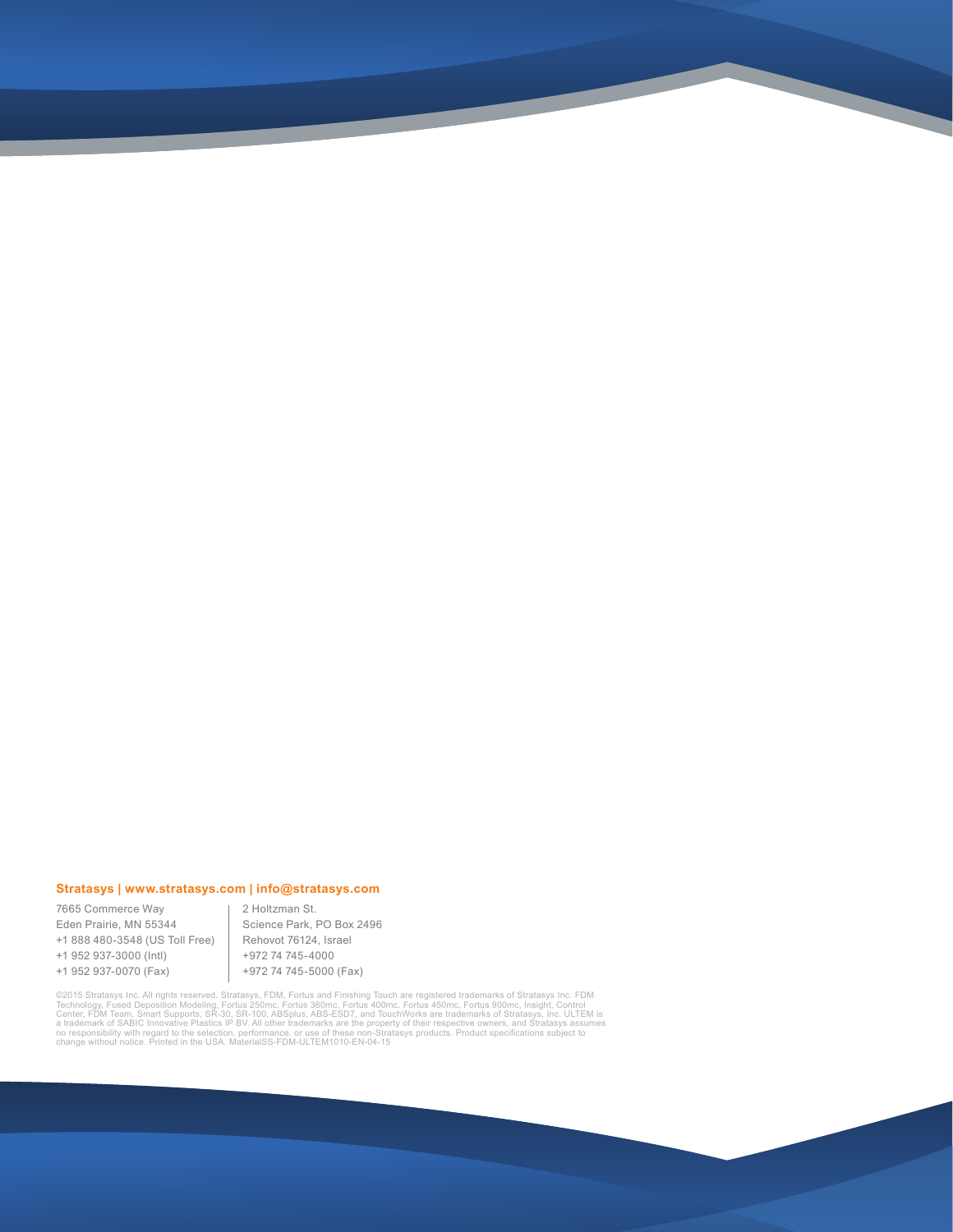**Stratasys | www.stratasys.com | info@stratasys.com**

7665 Commerce Way
Eden Prairie, MN 55344
+1 888 480-3548 (US Toll Free)
+1 952 937-3000 (Intl)
+1 952 937-0070 (Fax)

2 Holtzman St.
Science Park, PO Box 2496
Rehovot 76124, Israel
+972 74 745-4000
+972 74 745-5000 (Fax)

©2015 Stratasys Inc. All rights reserved. Stratasys, FDM, Fortus and Finishing Touch are registered trademarks of Stratasys Inc. FDM Technology, Fused Deposition Modeling, Fortus 250mc, Fortus 360mc, Fortus 400mc, Fortus 450mc, Fortus 900mc, Insight, Control Center, FDM Team, Smart Supports, SR-30, SR-100, ABSplus, ABS-ESD7, and TouchWorks are trademarks of Stratasys, Inc. ULTEM is a trademark of SABIC Innovative Plastics IP BV. All other trademarks are the property of their respective owners, and Stratasys assumes no responsibility with regard to the selection, performance, or use of these non-Stratasys products. Product specifications subject to change without notice. Printed in the USA. MaterialSS-FDM-ULTEM1010-EN-04-15